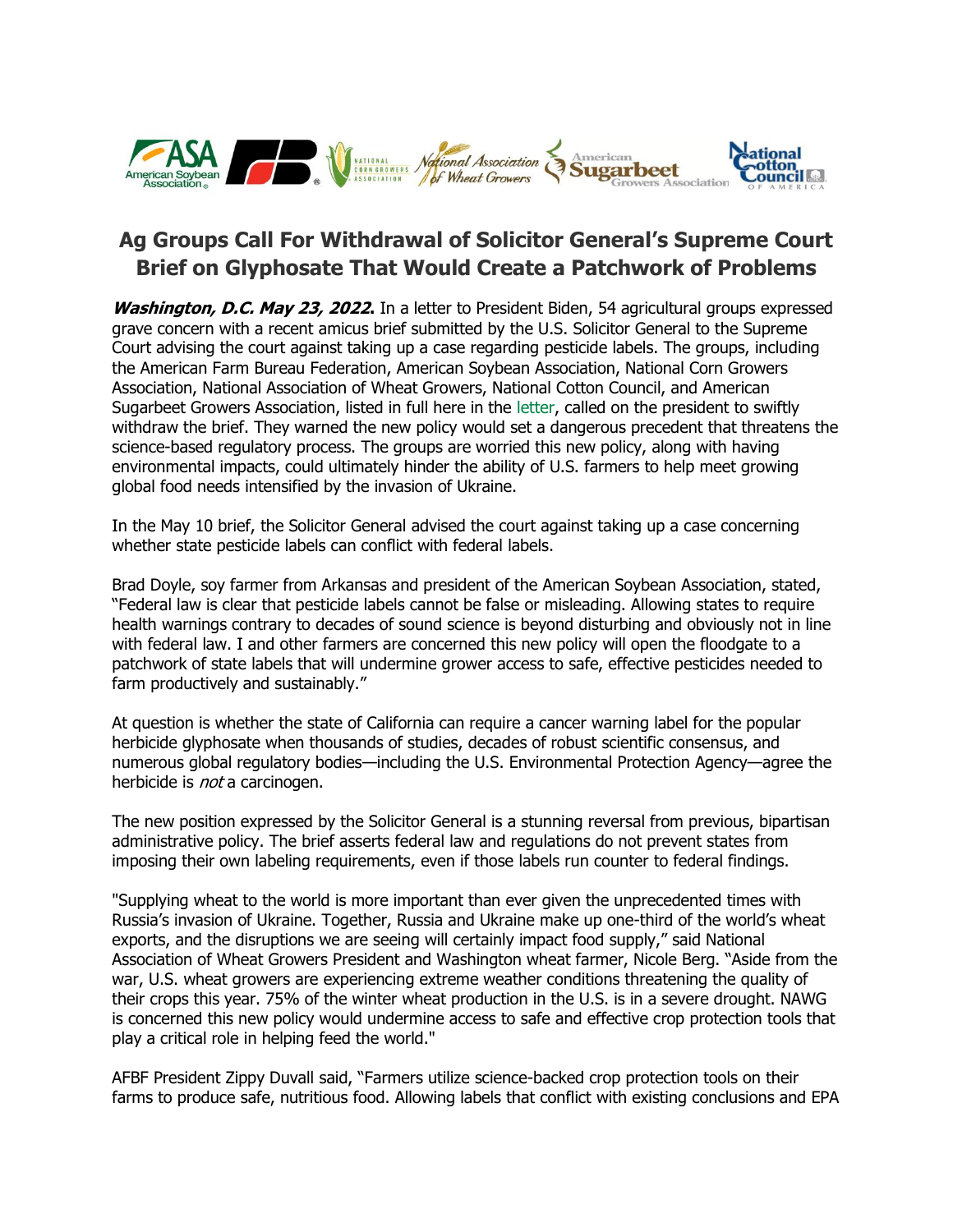# Ag Groups Call For Withdrawal of Solicitor General's Supreme Court Brief on Glyphosate That Would Create a Patchwork of Problems

***Washington, D.C. May 23, 2022*.** In a letter to President Biden, 54 agricultural groups expressed grave concern with a recent amicus brief submitted by the U.S. Solicitor General to the Supreme Court advising the court against taking up a case regarding pesticide labels. The groups, including the American Farm Bureau Federation, American Soybean Association, National Corn Growers Association, National Association of Wheat Growers, National Cotton Council, and American Sugarbeet Growers Association, listed in full here in the letter, called on the president to swiftly withdraw the brief. They warned the new policy would set a dangerous precedent that threatens the science-based regulatory process. The groups are worried this new policy, along with having environmental impacts, could ultimately hinder the ability of U.S. farmers to help meet growing global food needs intensified by the invasion of Ukraine.

In the May 10 brief, the Solicitor General advised the court against taking up a case concerning whether state pesticide labels can conflict with federal labels.

Brad Doyle, soy farmer from Arkansas and president of the American Soybean Association, stated, "Federal law is clear that pesticide labels cannot be false or misleading. Allowing states to require health warnings contrary to decades of sound science is beyond disturbing and obviously not in line with federal law. I and other farmers are concerned this new policy will open the floodgate to a patchwork of state labels that will undermine grower access to safe, effective pesticides needed to farm productively and sustainably."

At question is whether the state of California can require a cancer warning label for the popular herbicide glyphosate when thousands of studies, decades of robust scientific consensus, and numerous global regulatory bodies—including the U.S. Environmental Protection Agency—agree the herbicide is *not* a carcinogen.

The new position expressed by the Solicitor General is a stunning reversal from previous, bipartisan administrative policy. The brief asserts federal law and regulations do not prevent states from imposing their own labeling requirements, even if those labels run counter to federal findings.

"Supplying wheat to the world is more important than ever given the unprecedented times with Russia's invasion of Ukraine. Together, Russia and Ukraine make up one-third of the world's wheat exports, and the disruptions we are seeing will certainly impact food supply," said National Association of Wheat Growers President and Washington wheat farmer, Nicole Berg. "Aside from the war, U.S. wheat growers are experiencing extreme weather conditions threatening the quality of their crops this year. 75% of the winter wheat production in the U.S. is in a severe drought. NAWG is concerned this new policy would undermine access to safe and effective crop protection tools that play a critical role in helping feed the world."

AFBF President Zippy Duvall said, "Farmers utilize science-backed crop protection tools on their farms to produce safe, nutritious food. Allowing labels that conflict with existing conclusions and EPA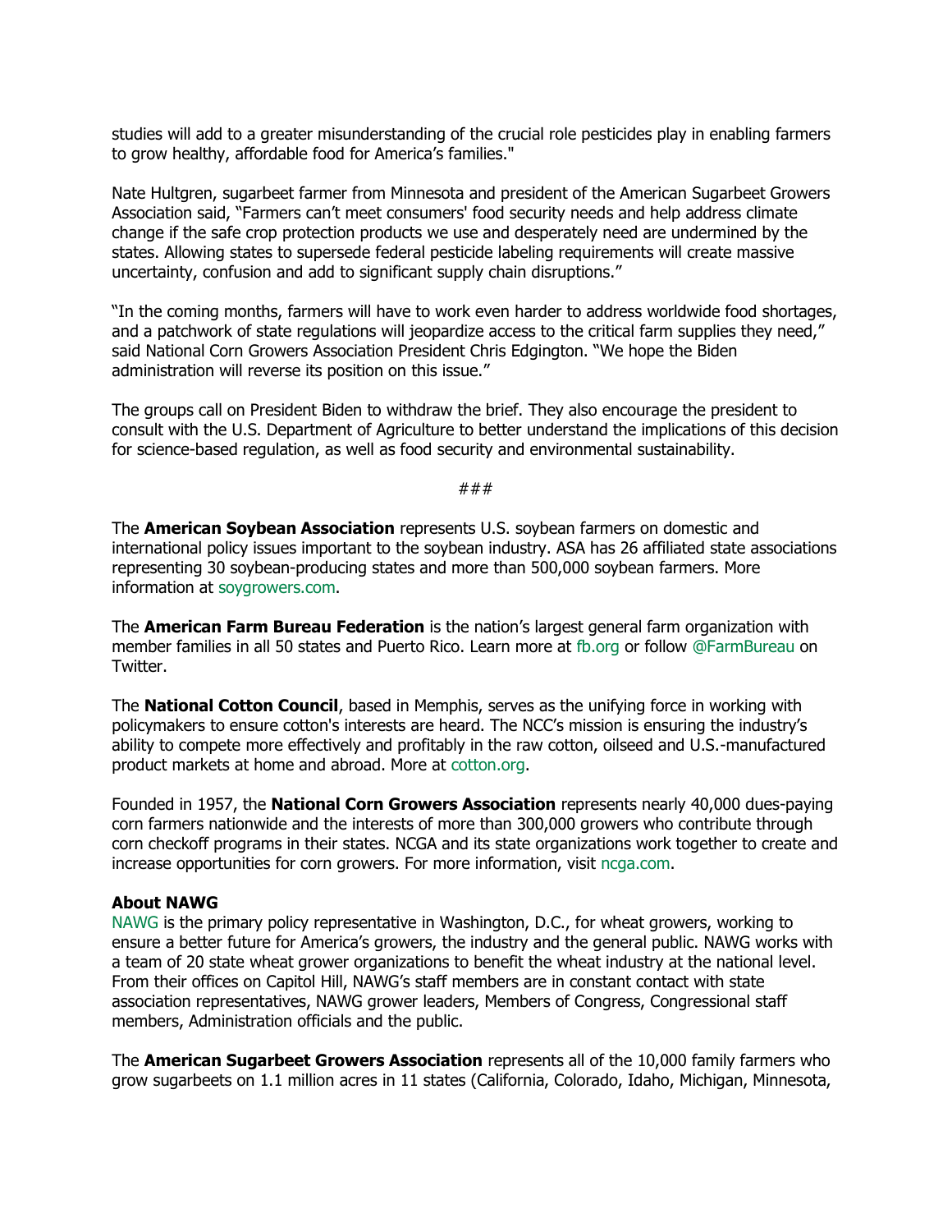studies will add to a greater misunderstanding of the crucial role pesticides play in enabling farmers to grow healthy, affordable food for America's families."

Nate Hultgren, sugarbeet farmer from Minnesota and president of the American Sugarbeet Growers Association said, "Farmers can't meet consumers' food security needs and help address climate change if the safe crop protection products we use and desperately need are undermined by the states. Allowing states to supersede federal pesticide labeling requirements will create massive uncertainty, confusion and add to significant supply chain disruptions."

"In the coming months, farmers will have to work even harder to address worldwide food shortages, and a patchwork of state regulations will jeopardize access to the critical farm supplies they need," said National Corn Growers Association President Chris Edgington. "We hope the Biden administration will reverse its position on this issue."

The groups call on President Biden to withdraw the brief. They also encourage the president to consult with the U.S. Department of Agriculture to better understand the implications of this decision for science-based regulation, as well as food security and environmental sustainability.

###

The **American Soybean Association** represents U.S. soybean farmers on domestic and international policy issues important to the soybean industry. ASA has 26 affiliated state associations representing 30 soybean-producing states and more than 500,000 soybean farmers. More information at soygrowers.com.

The **American Farm Bureau Federation** is the nation's largest general farm organization with member families in all 50 states and Puerto Rico. Learn more at fb.org or follow @FarmBureau on Twitter.

The **National Cotton Council**, based in Memphis, serves as the unifying force in working with policymakers to ensure cotton's interests are heard. The NCC's mission is ensuring the industry's ability to compete more effectively and profitably in the raw cotton, oilseed and U.S.-manufactured product markets at home and abroad. More at cotton.org.

Founded in 1957, the **National Corn Growers Association** represents nearly 40,000 dues-paying corn farmers nationwide and the interests of more than 300,000 growers who contribute through corn checkoff programs in their states. NCGA and its state organizations work together to create and increase opportunities for corn growers. For more information, visit ncga.com.

**About NAWG**

NAWG is the primary policy representative in Washington, D.C., for wheat growers, working to ensure a better future for America's growers, the industry and the general public. NAWG works with a team of 20 state wheat grower organizations to benefit the wheat industry at the national level. From their offices on Capitol Hill, NAWG's staff members are in constant contact with state association representatives, NAWG grower leaders, Members of Congress, Congressional staff members, Administration officials and the public.

The **American Sugarbeet Growers Association** represents all of the 10,000 family farmers who grow sugarbeets on 1.1 million acres in 11 states (California, Colorado, Idaho, Michigan, Minnesota,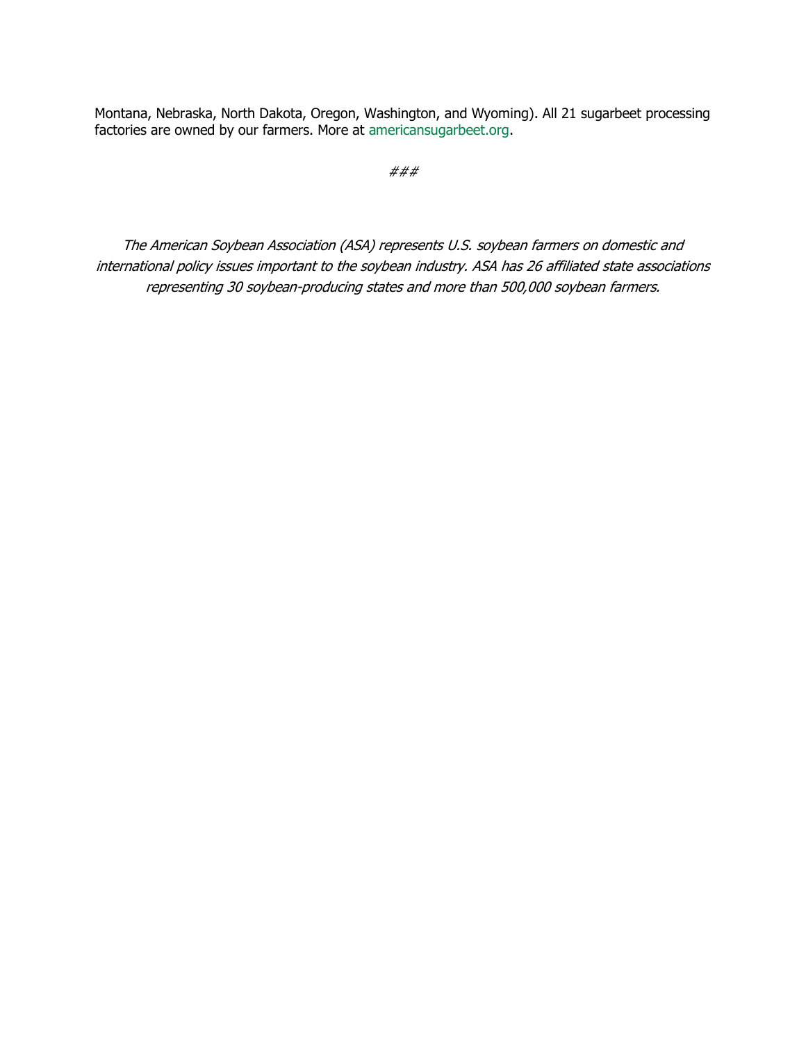Montana, Nebraska, North Dakota, Oregon, Washington, and Wyoming). All 21 sugarbeet processing factories are owned by our farmers. More at americansugarbeet.org.

*###*

*The American Soybean Association (ASA) represents U.S. soybean farmers on domestic and international policy issues important to the soybean industry. ASA has 26 affiliated state associations representing 30 soybean-producing states and more than 500,000 soybean farmers.*